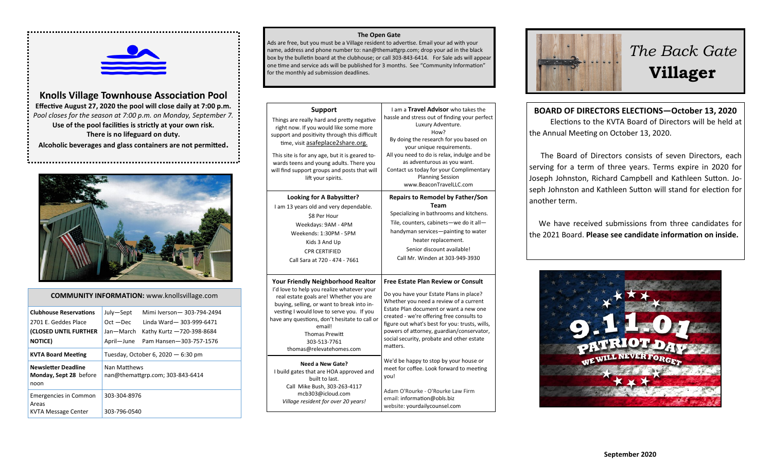## Knolls Village Townhouse Association Pool

**Effective August 27, 2020 the pool will close daily at 7:00 p.m.**

*Pool closes for the season at 7:00 p.m. on Monday, September 7.*

**Use of the pool facilities is strictly at your own risk.**

**There is no lifeguard on duty.**

**Alcoholic beverages and glass containers are not permitted.**

| **COMMUNITY INFORMATION:** www.knollsvillage.com | |
|---|---|
| **Clubhouse Reservations** 2701 E. Geddes Place **(CLOSED UNTIL FURTHER NOTICE)** | July—Sept Mimi Iverson— 303-794-2494<br>Oct —Dec Linda Ward— 303-999-6471<br>Jan—March Kathy Kurtz —720-398-8684<br>April—June Pam Hansen—303-757-1576 |
| **KVTA Board Meeting** | Tuesday, October 6, 2020 — 6:30 pm |
| **Newsletter Deadline Monday, Sept 28** before noon | Nan Matthews<br>nan@themattgrp.com; 303-843-6414 |
| Emergencies in Common Areas | 303-304-8976 |
| KVTA Message Center | 303-796-0540 |

### The Open Gate

Ads are free, but you must be a Village resident to advertise. Email your ad with your name, address and phone number to: nan@themattgrp.com; drop your ad in the black box by the bulletin board at the clubhouse; or call 303-843-6414. For Sale ads will appear one time and service ads will be published for 3 months. See "Community Information" for the monthly ad submission deadlines.

**Support**

Things are really hard and pretty negative right now. If you would like some more support and positivity through this difficult time, visit asafeplace2share.org.

This site is for any age, but it is geared towards teens and young adults. There you will find support groups and posts that will lift your spirits.

I am a **Travel Advisor** who takes the hassle and stress out of finding your perfect Luxury Adventure.
How?
By doing the research for you based on your unique requirements.
All you need to do is relax, indulge and be as adventurous as you want.
Contact us today for your Complimentary Planning Session
www.BeaconTravelLLC.com

**Looking for A Babysitter?**

I am 13 years old and very dependable.
$8 Per Hour
Weekdays: 9AM - 4PM
Weekends: 1:30PM - 5PM
Kids 3 And Up
CPR CERTIFIED
Call Sara at 720 - 474 - 7661

**Repairs to Remodel by Father/Son Team**

Specializing in bathrooms and kitchens.
Tile, counters, cabinets—we do it all—
handyman services—painting to water heater replacement.
Senior discount available!
Call Mr. Winden at 303-949-3930

**Your Friendly Neighborhood Realtor**

I'd love to help you realize whatever your real estate goals are! Whether you are buying, selling, or want to break into investing I would love to serve you. If you have any questions, don't hesitate to call or email!
Thomas Prewitt
303-513-7761
thomas@relevatehomes.com

**Need a New Gate?**

I build gates that are HOA approved and built to last.
Call Mike Bush, 303-263-4117
mcb303@icloud.com
*Village resident for over 20 years!*

**Free Estate Plan Review or Consult**

Do you have your Estate Plans in place? Whether you need a review of a current Estate Plan document or want a new one created - we're offering free consults to figure out what's best for you: trusts, wills, powers of attorney, guardian/conservator, social security, probate and other estate matters.

We'd be happy to stop by your house or meet for coffee. Look forward to meeting you!

Adam O'Rourke - O'Rourke Law Firm
email: information@obls.biz
website: yourdailycounsel.com

# *The Back Gate* **Villager**

## BOARD OF DIRECTORS ELECTIONS—October 13, 2020

Elections to the KVTA Board of Directors will be held at the Annual Meeting on October 13, 2020.

The Board of Directors consists of seven Directors, each serving for a term of three years. Terms expire in 2020 for Joseph Johnston, Richard Campbell and Kathleen Sutton. Joseph Johnston and Kathleen Sutton will stand for election for another term.

We have received submissions from three candidates for the 2021 Board. **Please see candidate information on inside.**

**September 2020**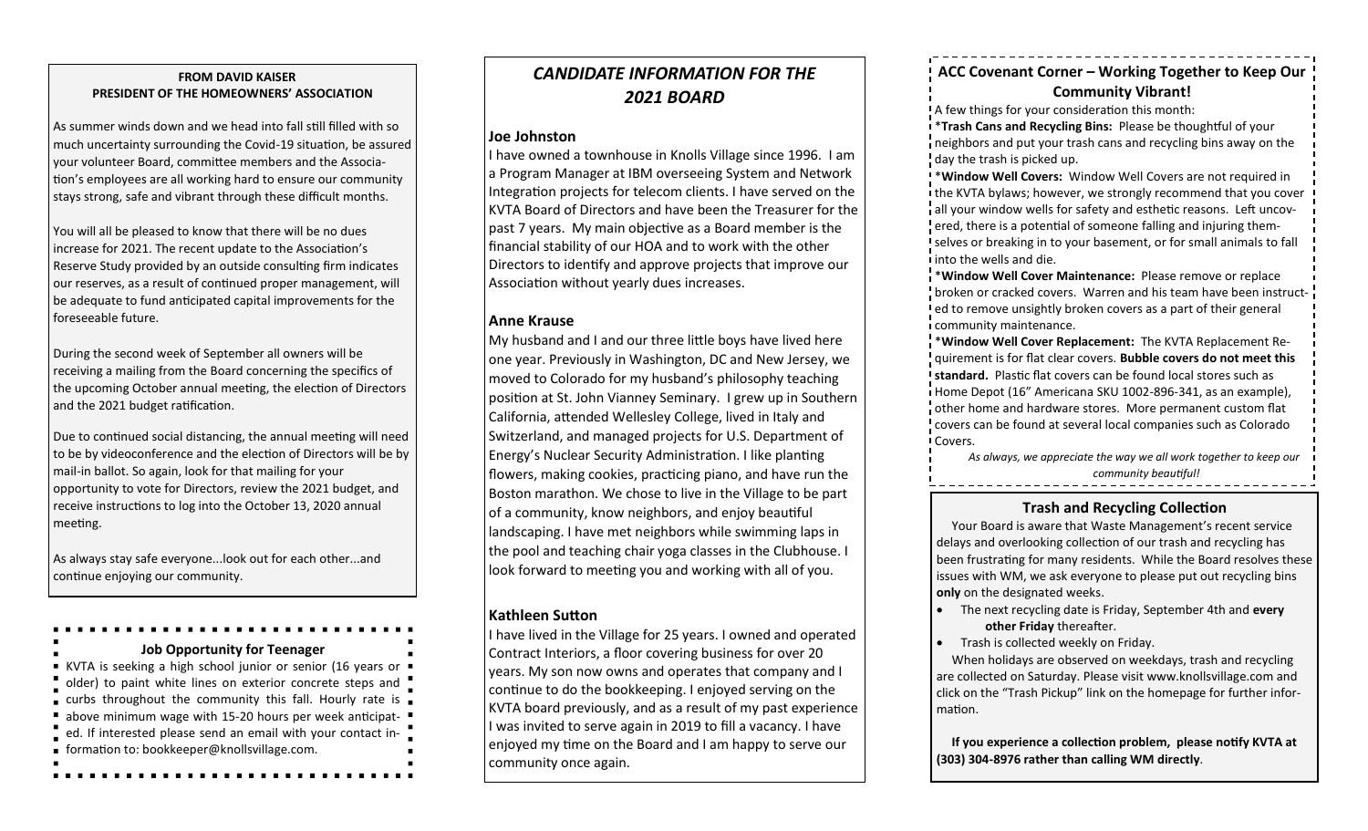**FROM DAVID KAISER**
**PRESIDENT OF THE HOMEOWNERS' ASSOCIATION**

As summer winds down and we head into fall still filled with so much uncertainty surrounding the Covid-19 situation, be assured your volunteer Board, committee members and the Association's employees are all working hard to ensure our community stays strong, safe and vibrant through these difficult months.

You will all be pleased to know that there will be no dues increase for 2021. The recent update to the Association's Reserve Study provided by an outside consulting firm indicates our reserves, as a result of continued proper management, will be adequate to fund anticipated capital improvements for the foreseeable future.

During the second week of September all owners will be receiving a mailing from the Board concerning the specifics of the upcoming October annual meeting, the election of Directors and the 2021 budget ratification.

Due to continued social distancing, the annual meeting will need to be by videoconference and the election of Directors will be by mail-in ballot. So again, look for that mailing for your opportunity to vote for Directors, review the 2021 budget, and receive instructions to log into the October 13, 2020 annual meeting.

As always stay safe everyone...look out for each other...and continue enjoying our community.

**Job Opportunity for Teenager**

KVTA is seeking a high school junior or senior (16 years or older) to paint white lines on exterior concrete steps and curbs throughout the community this fall. Hourly rate is above minimum wage with 15-20 hours per week anticipated. If interested please send an email with your contact information to: bookkeeper@knollsvillage.com.

## *CANDIDATE INFORMATION FOR THE 2021 BOARD*

### Joe Johnston

I have owned a townhouse in Knolls Village since 1996. I am a Program Manager at IBM overseeing System and Network Integration projects for telecom clients. I have served on the KVTA Board of Directors and have been the Treasurer for the past 7 years. My main objective as a Board member is the financial stability of our HOA and to work with the other Directors to identify and approve projects that improve our Association without yearly dues increases.

### Anne Krause

My husband and I and our three little boys have lived here one year. Previously in Washington, DC and New Jersey, we moved to Colorado for my husband's philosophy teaching position at St. John Vianney Seminary. I grew up in Southern California, attended Wellesley College, lived in Italy and Switzerland, and managed projects for U.S. Department of Energy's Nuclear Security Administration. I like planting flowers, making cookies, practicing piano, and have run the Boston marathon. We chose to live in the Village to be part of a community, know neighbors, and enjoy beautiful landscaping. I have met neighbors while swimming laps in the pool and teaching chair yoga classes in the Clubhouse. I look forward to meeting you and working with all of you.

### Kathleen Sutton

I have lived in the Village for 25 years. I owned and operated Contract Interiors, a floor covering business for over 20 years. My son now owns and operates that company and I continue to do the bookkeeping. I enjoyed serving on the KVTA board previously, and as a result of my past experience I was invited to serve again in 2019 to fill a vacancy. I have enjoyed my time on the Board and I am happy to serve our community once again.

## ACC Covenant Corner – Working Together to Keep Our Community Vibrant!

A few things for your consideration this month:

***Trash Cans and Recycling Bins:** Please be thoughtful of your neighbors and put your trash cans and recycling bins away on the day the trash is picked up.

***Window Well Covers:** Window Well Covers are not required in the KVTA bylaws; however, we strongly recommend that you cover all your window wells for safety and esthetic reasons. Left uncovered, there is a potential of someone falling and injuring themselves or breaking in to your basement, or for small animals to fall into the wells and die.

***Window Well Cover Maintenance:** Please remove or replace broken or cracked covers. Warren and his team have been instructed to remove unsightly broken covers as a part of their general community maintenance.

***Window Well Cover Replacement:** The KVTA Replacement Requirement is for flat clear covers. **Bubble covers do not meet this standard.** Plastic flat covers can be found local stores such as Home Depot (16" Americana SKU 1002-896-341, as an example), other home and hardware stores. More permanent custom flat covers can be found at several local companies such as Colorado Covers.

*As always, we appreciate the way we all work together to keep our community beautiful!*

## Trash and Recycling Collection

Your Board is aware that Waste Management's recent service delays and overlooking collection of our trash and recycling has been frustrating for many residents. While the Board resolves these issues with WM, we ask everyone to please put out recycling bins **only** on the designated weeks.

- The next recycling date is Friday, September 4th and **every other Friday** thereafter.
- Trash is collected weekly on Friday.

When holidays are observed on weekdays, trash and recycling are collected on Saturday. Please visit www.knollsvillage.com and click on the "Trash Pickup" link on the homepage for further information.

**If you experience a collection problem, please notify KVTA at (303) 304-8976 rather than calling WM directly**.